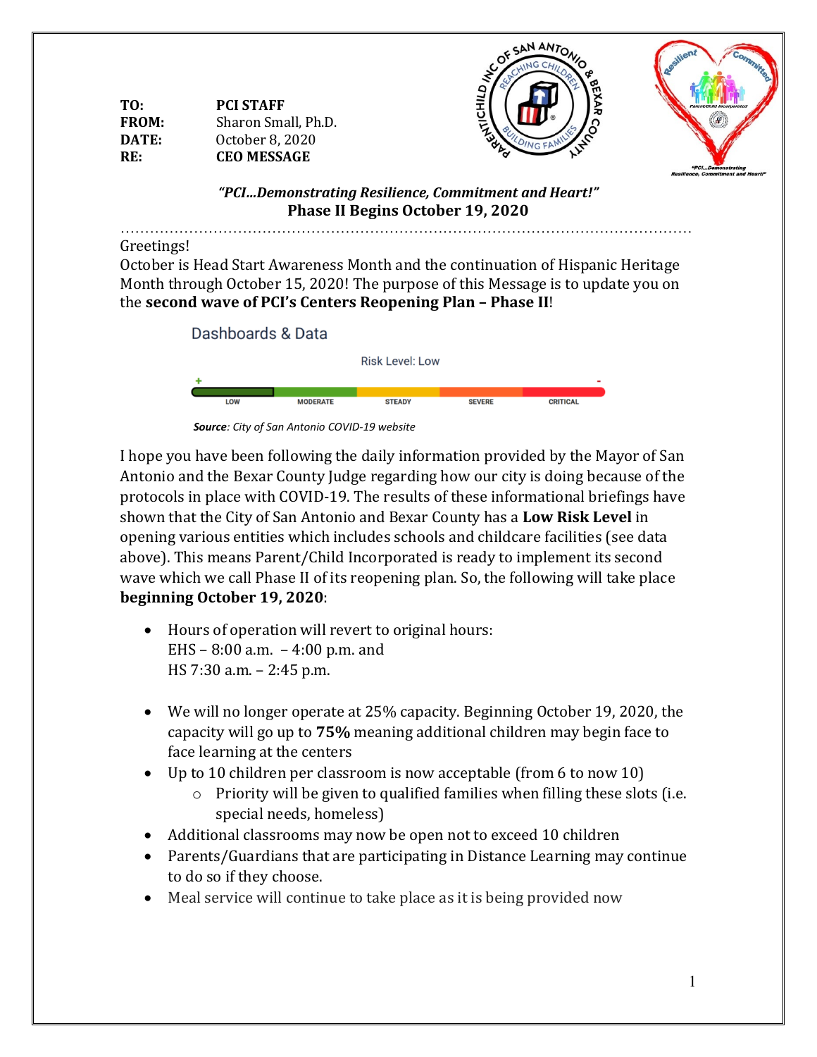**TO:** **PCI STAFF**
**FROM:** Sharon Small, Ph.D.
**DATE:** October 8, 2020
**RE:** **CEO MESSAGE**

***"PCI...Demonstrating Resilience, Commitment and Heart!"***

## Phase II Begins October 19, 2020

Greetings!

October is Head Start Awareness Month and the continuation of Hispanic Heritage Month through October 15, 2020! The purpose of this Message is to update you on the **second wave of PCI's Centers Reopening Plan – Phase II**!

Dashboards & Data

Risk Level: Low

LOW | MODERATE | STEADY | SEVERE | CRITICAL

***Source**: City of San Antonio COVID-19 website*

I hope you have been following the daily information provided by the Mayor of San Antonio and the Bexar County Judge regarding how our city is doing because of the protocols in place with COVID-19. The results of these informational briefings have shown that the City of San Antonio and Bexar County has a **Low Risk Level** in opening various entities which includes schools and childcare facilities (see data above). This means Parent/Child Incorporated is ready to implement its second wave which we call Phase II of its reopening plan. So, the following will take place **beginning October 19, 2020**:

- Hours of operation will revert to original hours:
  EHS – 8:00 a.m. – 4:00 p.m. and
  HS 7:30 a.m. – 2:45 p.m.
- We will no longer operate at 25% capacity. Beginning October 19, 2020, the capacity will go up to **75%** meaning additional children may begin face to face learning at the centers
- Up to 10 children per classroom is now acceptable (from 6 to now 10)
  - Priority will be given to qualified families when filling these slots (i.e. special needs, homeless)
- Additional classrooms may now be open not to exceed 10 children
- Parents/Guardians that are participating in Distance Learning may continue to do so if they choose.
- Meal service will continue to take place as it is being provided now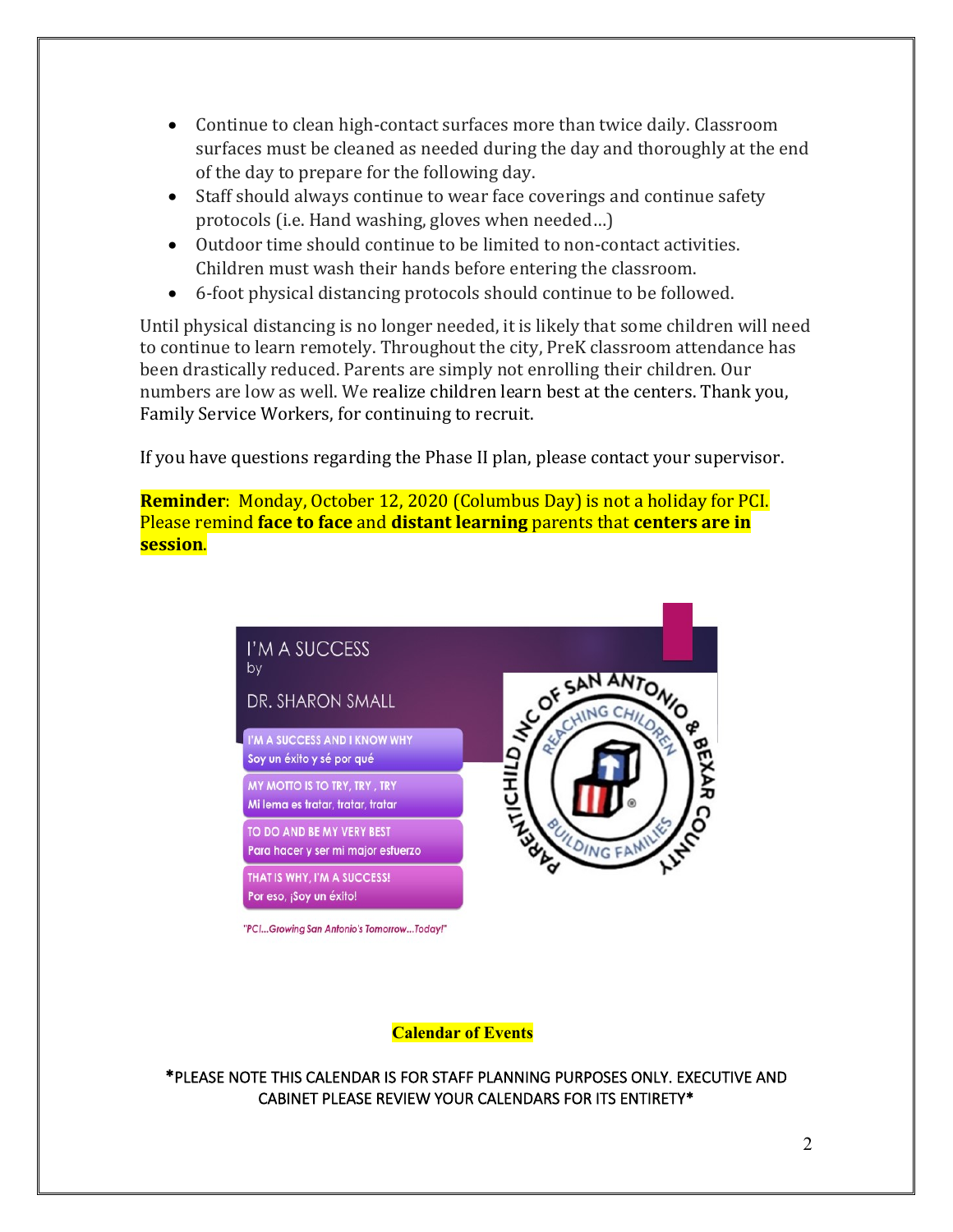- Continue to clean high-contact surfaces more than twice daily. Classroom surfaces must be cleaned as needed during the day and thoroughly at the end of the day to prepare for the following day.
- Staff should always continue to wear face coverings and continue safety protocols (i.e. Hand washing, gloves when needed…)
- Outdoor time should continue to be limited to non-contact activities. Children must wash their hands before entering the classroom.
- 6-foot physical distancing protocols should continue to be followed.

Until physical distancing is no longer needed, it is likely that some children will need to continue to learn remotely. Throughout the city, PreK classroom attendance has been drastically reduced. Parents are simply not enrolling their children. Our numbers are low as well. We realize children learn best at the centers. Thank you, Family Service Workers, for continuing to recruit.

If you have questions regarding the Phase II plan, please contact your supervisor.

**Reminder**: Monday, October 12, 2020 (Columbus Day) is not a holiday for PCI. Please remind **face to face** and **distant learning** parents that **centers are in session**.

I'M A SUCCESS
by
DR. SHARON SMALL

I'M A SUCCESS AND I KNOW WHY
Soy un éxito y sé por qué

MY MOTTO IS TO TRY, TRY, TRY
Mi lema es tratar, tratar, tratar

TO DO AND BE MY VERY BEST
Para hacer y ser mi major esfuerzo

THAT IS WHY, I'M A SUCCESS!
Por eso, ¡Soy un éxito!

*"PCI…Growing San Antonio's Tomorrow…Today!"*

PARENTCHILD INC OF SAN ANTONIO & BEXAR COUNTY — REACHING CHILDREN — BUILDING FAMILIES

**Calendar of Events**

*PLEASE NOTE THIS CALENDAR IS FOR STAFF PLANNING PURPOSES ONLY. EXECUTIVE AND CABINET PLEASE REVIEW YOUR CALENDARS FOR ITS ENTIRETY*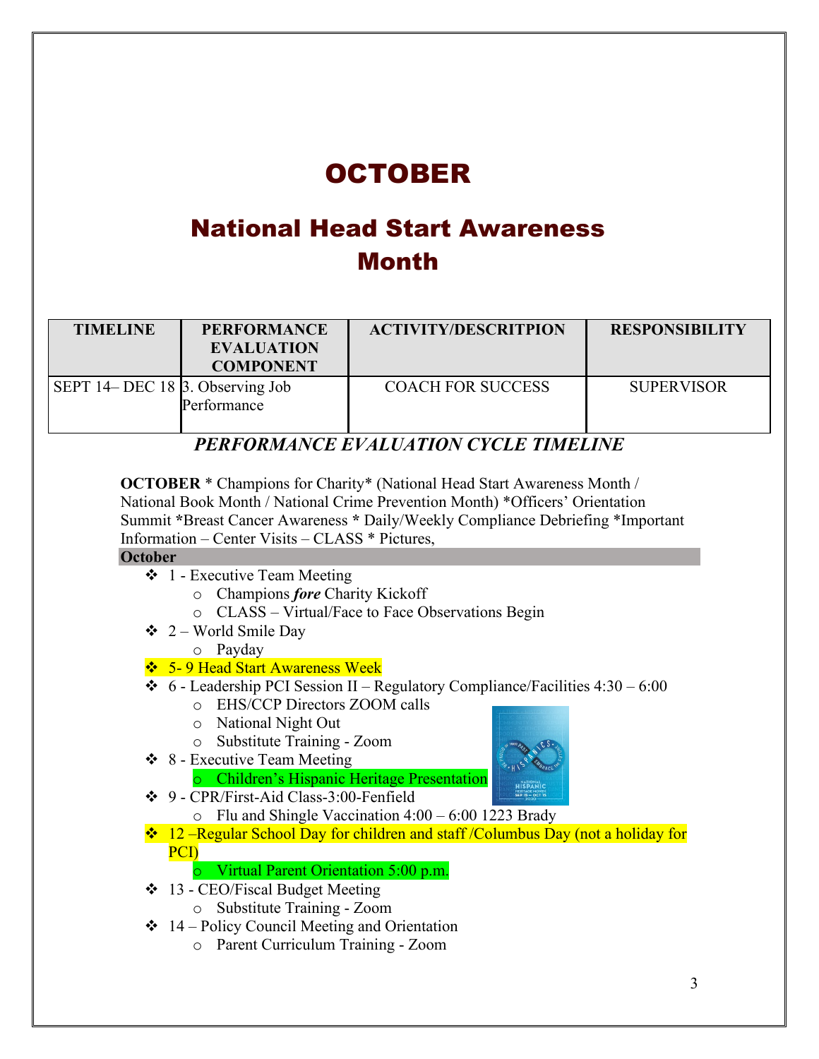# OCTOBER

## National Head Start Awareness Month

| TIMELINE | PERFORMANCE EVALUATION COMPONENT | ACTIVITY/DESCRITPION | RESPONSIBILITY |
|---|---|---|---|
| SEPT 14– DEC 18 | 3. Observing Job Performance | COACH FOR SUCCESS | SUPERVISOR |

***PERFORMANCE EVALUATION CYCLE TIMELINE***

**OCTOBER** * Champions for Charity* (National Head Start Awareness Month / National Book Month / National Crime Prevention Month) *Officers' Orientation Summit ***Breast Cancer Awareness **** Daily/Weekly Compliance Debriefing *Important Information – Center Visits – CLASS * Pictures,

**October**

- 1 - Executive Team Meeting
  - Champions ***fore*** Charity Kickoff
  - CLASS – Virtual/Face to Face Observations Begin
- 2 – World Smile Day
  - Payday
- 5- 9 Head Start Awareness Week
- 6 - Leadership PCI Session II – Regulatory Compliance/Facilities 4:30 – 6:00
  - EHS/CCP Directors ZOOM calls
  - National Night Out
  - Substitute Training - Zoom
- 8 - Executive Team Meeting
  - Children's Hispanic Heritage Presentation
- 9 - CPR/First-Aid Class-3:00-Fenfield
  - Flu and Shingle Vaccination 4:00 – 6:00 1223 Brady
- 12 –Regular School Day for children and staff /Columbus Day (not a holiday for PCI)
  - Virtual Parent Orientation 5:00 p.m.
- 13 - CEO/Fiscal Budget Meeting
  - Substitute Training - Zoom
- 14 – Policy Council Meeting and Orientation
  - Parent Curriculum Training - Zoom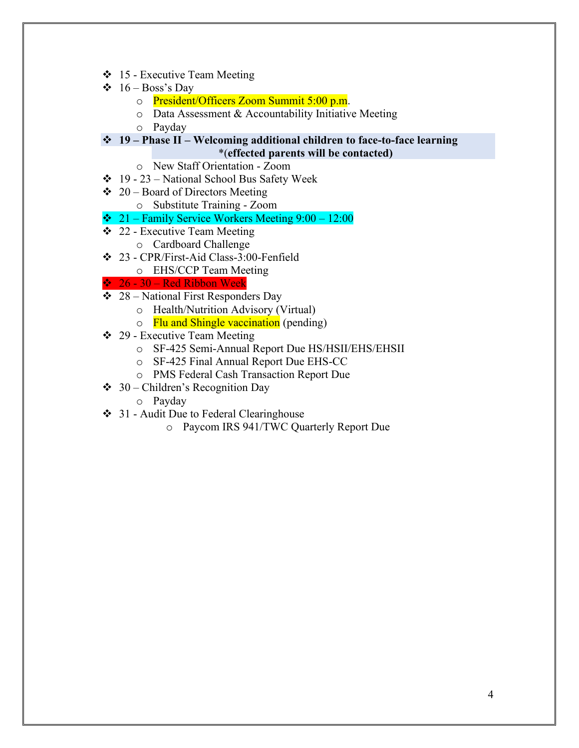- 15 - Executive Team Meeting
- 16 – Boss's Day
  - President/Officers Zoom Summit 5:00 p.m.
  - Data Assessment & Accountability Initiative Meeting
  - Payday
- **19 – Phase II – Welcoming additional children to face-to-face learning *(effected parents will be contacted)**
  - New Staff Orientation - Zoom
- 19 - 23 – National School Bus Safety Week
- 20 – Board of Directors Meeting
  - Substitute Training - Zoom
- 21 – Family Service Workers Meeting 9:00 – 12:00
- 22 - Executive Team Meeting
  - Cardboard Challenge
- 23 - CPR/First-Aid Class-3:00-Fenfield
  - EHS/CCP Team Meeting
- 26 - 30 – Red Ribbon Week
- 28 – National First Responders Day
  - Health/Nutrition Advisory (Virtual)
  - Flu and Shingle vaccination (pending)
- 29 - Executive Team Meeting
  - SF-425 Semi-Annual Report Due HS/HSII/EHS/EHSII
  - SF-425 Final Annual Report Due EHS-CC
  - PMS Federal Cash Transaction Report Due
- 30 – Children's Recognition Day
  - Payday
- 31 - Audit Due to Federal Clearinghouse
  - Paycom IRS 941/TWC Quarterly Report Due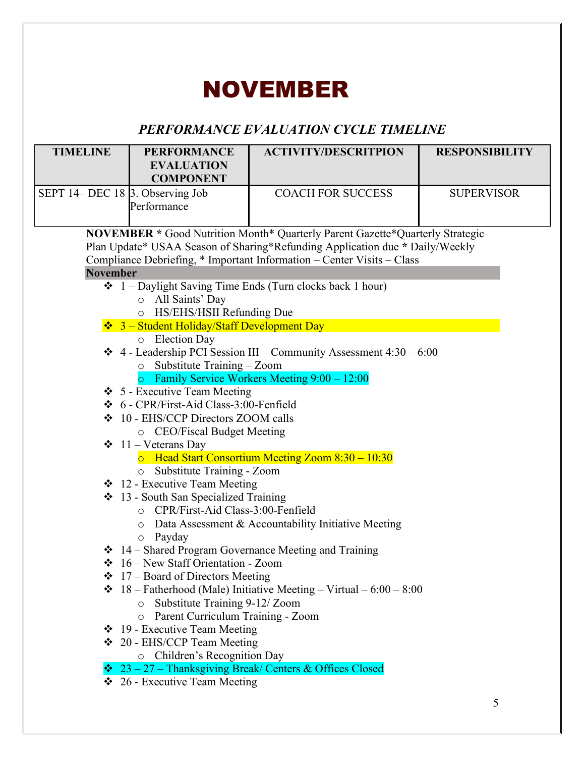# NOVEMBER

## *PERFORMANCE EVALUATION CYCLE TIMELINE*

| TIMELINE | PERFORMANCE EVALUATION COMPONENT | ACTIVITY/DESCRITPION | RESPONSIBILITY |
|---|---|---|---|
| SEPT 14– DEC 18 | 3. Observing Job Performance | COACH FOR SUCCESS | SUPERVISOR |

**NOVEMBER** * Good Nutrition Month* Quarterly Parent Gazette*Quarterly Strategic Plan Update* USAA Season of Sharing*Refunding Application due * Daily/Weekly Compliance Debriefing, * Important Information – Center Visits – Class

**November**

- 1 – Daylight Saving Time Ends (Turn clocks back 1 hour)
  - All Saints' Day
  - HS/EHS/HSII Refunding Due
- 3 – Student Holiday/Staff Development Day
  - Election Day
- 4 - Leadership PCI Session III – Community Assessment 4:30 – 6:00
  - Substitute Training – Zoom
  - Family Service Workers Meeting 9:00 – 12:00
- 5 - Executive Team Meeting
- 6 - CPR/First-Aid Class-3:00-Fenfield
- 10 - EHS/CCP Directors ZOOM calls
  - CEO/Fiscal Budget Meeting
- 11 – Veterans Day
  - Head Start Consortium Meeting Zoom 8:30 – 10:30
  - Substitute Training - Zoom
- 12 - Executive Team Meeting
- 13 - South San Specialized Training
  - CPR/First-Aid Class-3:00-Fenfield
  - Data Assessment & Accountability Initiative Meeting
  - Payday
- 14 – Shared Program Governance Meeting and Training
- 16 – New Staff Orientation - Zoom
- 17 – Board of Directors Meeting
- 18 – Fatherhood (Male) Initiative Meeting – Virtual – 6:00 – 8:00
  - Substitute Training 9-12/ Zoom
  - Parent Curriculum Training - Zoom
- 19 - Executive Team Meeting
- 20 - EHS/CCP Team Meeting
  - Children's Recognition Day
- 23 – 27 – Thanksgiving Break/ Centers & Offices Closed
- 26 - Executive Team Meeting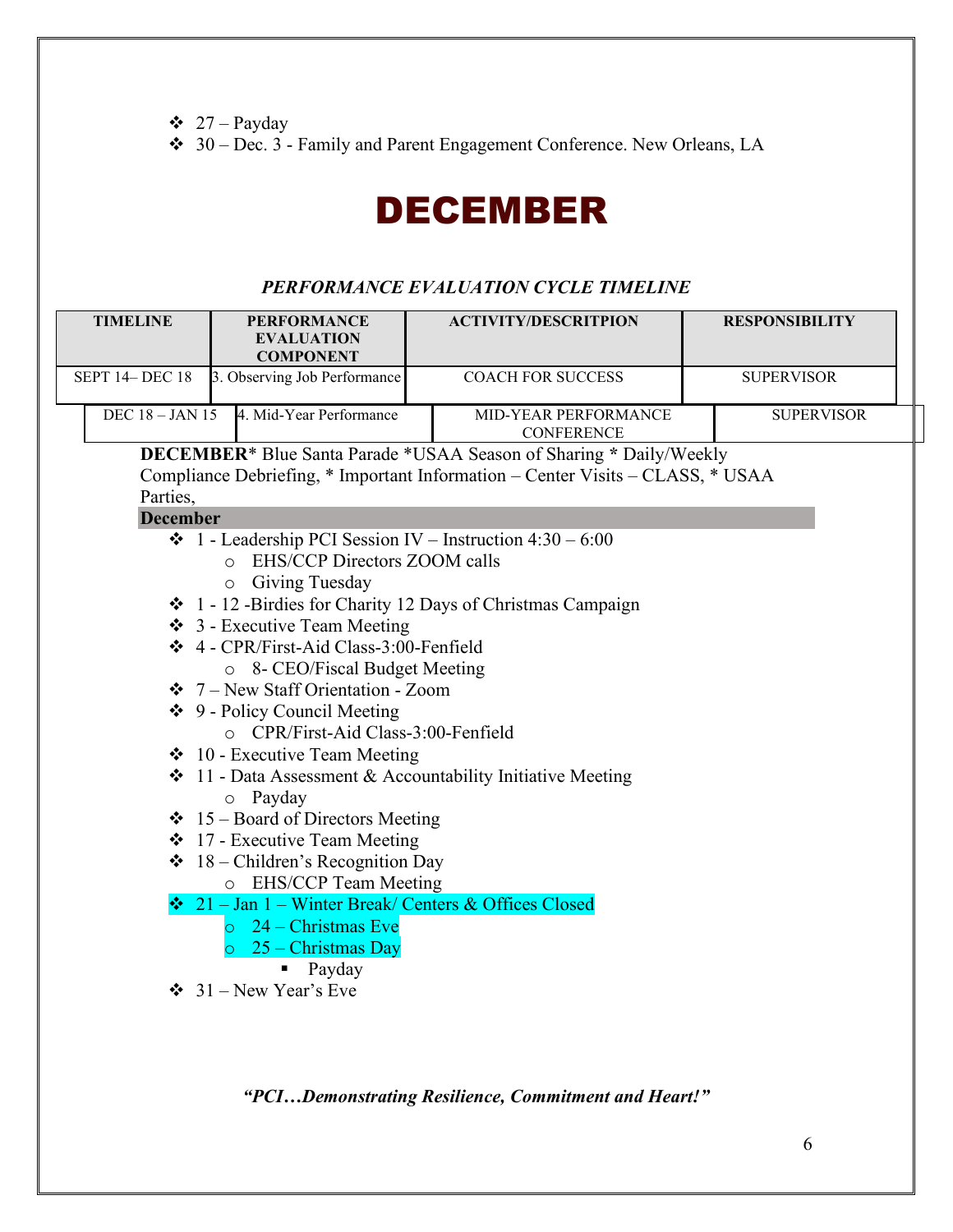- 27 – Payday
- 30 – Dec. 3 - Family and Parent Engagement Conference. New Orleans, LA

# DECEMBER

***PERFORMANCE EVALUATION CYCLE TIMELINE***

| TIMELINE | PERFORMANCE EVALUATION COMPONENT | ACTIVITY/DESCRITPION | RESPONSIBILITY |
|---|---|---|---|
| SEPT 14– DEC 18 | 3. Observing Job Performance | COACH FOR SUCCESS | SUPERVISOR |
| DEC 18 – JAN 15 | 4. Mid-Year Performance | MID-YEAR PERFORMANCE CONFERENCE | SUPERVISOR |

**DECEMBER*** Blue Santa Parade *USAA Season of Sharing * Daily/Weekly Compliance Debriefing, * Important Information – Center Visits – CLASS, * USAA Parties,

**December**

- 1 - Leadership PCI Session IV – Instruction 4:30 – 6:00
  - EHS/CCP Directors ZOOM calls
  - Giving Tuesday
- 1 - 12 -Birdies for Charity 12 Days of Christmas Campaign
- 3 - Executive Team Meeting
- 4 - CPR/First-Aid Class-3:00-Fenfield
  - 8- CEO/Fiscal Budget Meeting
- 7 – New Staff Orientation - Zoom
- 9 - Policy Council Meeting
  - CPR/First-Aid Class-3:00-Fenfield
- 10 - Executive Team Meeting
- 11 - Data Assessment & Accountability Initiative Meeting
  - Payday
- 15 – Board of Directors Meeting
- 17 - Executive Team Meeting
- 18 – Children's Recognition Day
  - EHS/CCP Team Meeting
- 21 – Jan 1 – Winter Break/ Centers & Offices Closed
  - 24 – Christmas Eve
  - 25 – Christmas Day
    - Payday
- 31 – New Year's Eve

***"PCI…Demonstrating Resilience, Commitment and Heart!"***